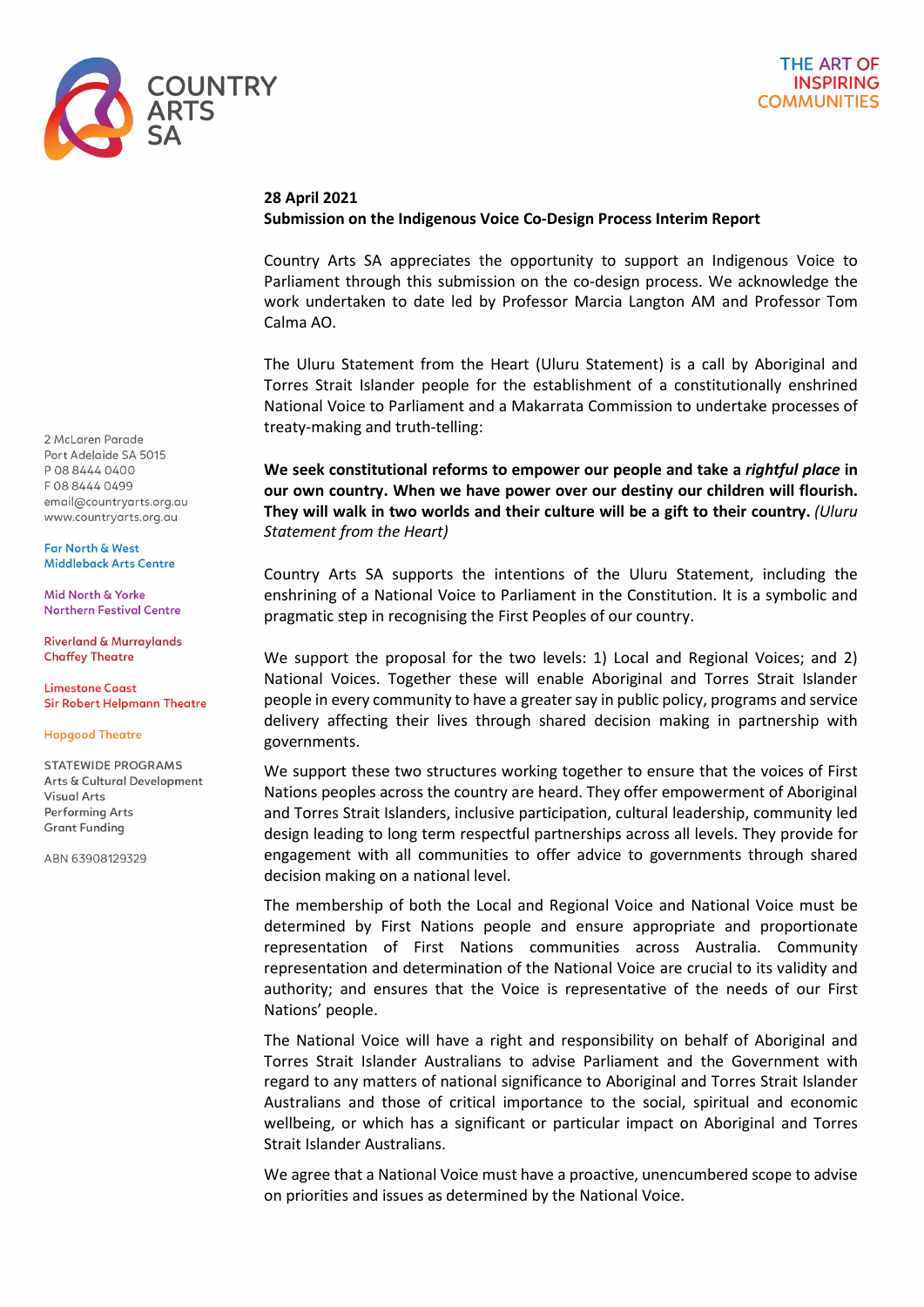COUNTRY ARTS SA

THE ART OF INSPIRING COMMUNITIES

2 McLaren Parade
Port Adelaide SA 5015
P 08 8444 0400
F 08 8444 0499
email@countryarts.org.au
www.countryarts.org.au

Far North & West
Middleback Arts Centre

Mid North & Yorke
Northern Festival Centre

Riverland & Murraylands
Chaffey Theatre

Limestone Coast
Sir Robert Helpmann Theatre

Hopgood Theatre

STATEWIDE PROGRAMS
Arts & Cultural Development
Visual Arts
Performing Arts
Grant Funding

ABN 63908129329

**28 April 2021**
**Submission on the Indigenous Voice Co-Design Process Interim Report**

Country Arts SA appreciates the opportunity to support an Indigenous Voice to Parliament through this submission on the co-design process. We acknowledge the work undertaken to date led by Professor Marcia Langton AM and Professor Tom Calma AO.

The Uluru Statement from the Heart (Uluru Statement) is a call by Aboriginal and Torres Strait Islander people for the establishment of a constitutionally enshrined National Voice to Parliament and a Makarrata Commission to undertake processes of treaty-making and truth-telling:

**We seek constitutional reforms to empower our people and take a *rightful place* in our own country. When we have power over our destiny our children will flourish. They will walk in two worlds and their culture will be a gift to their country.** *(Uluru Statement from the Heart)*

Country Arts SA supports the intentions of the Uluru Statement, including the enshrining of a National Voice to Parliament in the Constitution. It is a symbolic and pragmatic step in recognising the First Peoples of our country.

We support the proposal for the two levels: 1) Local and Regional Voices; and 2) National Voices. Together these will enable Aboriginal and Torres Strait Islander people in every community to have a greater say in public policy, programs and service delivery affecting their lives through shared decision making in partnership with governments.

We support these two structures working together to ensure that the voices of First Nations peoples across the country are heard. They offer empowerment of Aboriginal and Torres Strait Islanders, inclusive participation, cultural leadership, community led design leading to long term respectful partnerships across all levels. They provide for engagement with all communities to offer advice to governments through shared decision making on a national level.

The membership of both the Local and Regional Voice and National Voice must be determined by First Nations people and ensure appropriate and proportionate representation of First Nations communities across Australia. Community representation and determination of the National Voice are crucial to its validity and authority; and ensures that the Voice is representative of the needs of our First Nations' people.

The National Voice will have a right and responsibility on behalf of Aboriginal and Torres Strait Islander Australians to advise Parliament and the Government with regard to any matters of national significance to Aboriginal and Torres Strait Islander Australians and those of critical importance to the social, spiritual and economic wellbeing, or which has a significant or particular impact on Aboriginal and Torres Strait Islander Australians.

We agree that a National Voice must have a proactive, unencumbered scope to advise on priorities and issues as determined by the National Voice.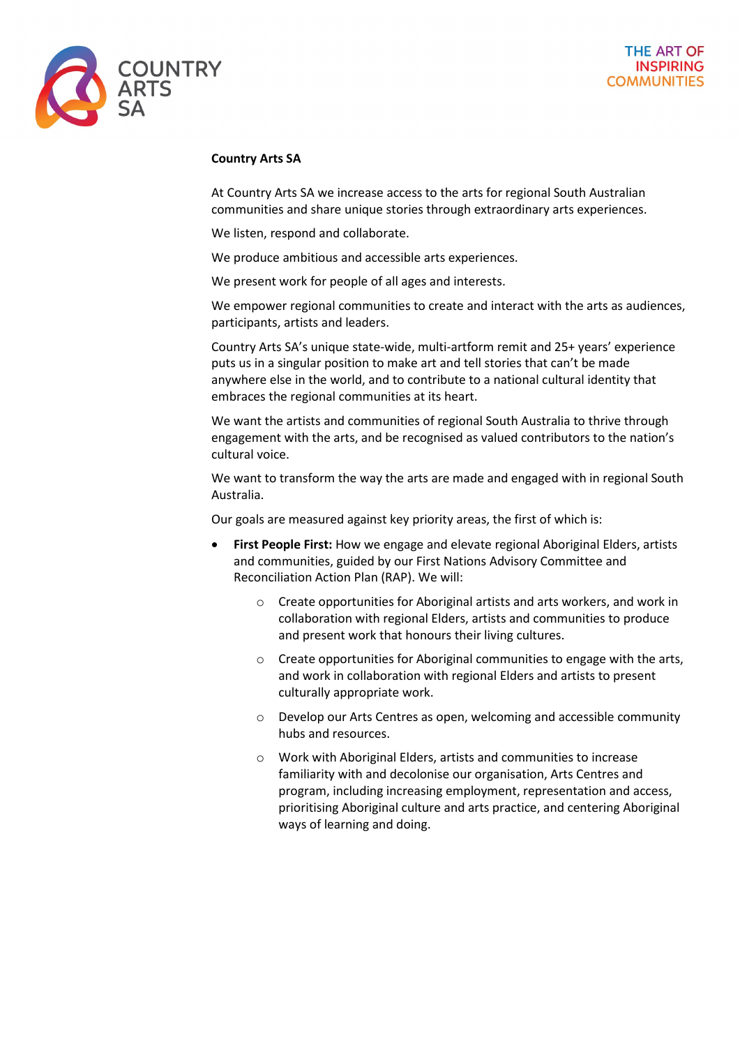**Country Arts SA**

At Country Arts SA we increase access to the arts for regional South Australian communities and share unique stories through extraordinary arts experiences.

We listen, respond and collaborate.

We produce ambitious and accessible arts experiences.

We present work for people of all ages and interests.

We empower regional communities to create and interact with the arts as audiences, participants, artists and leaders.

Country Arts SA's unique state-wide, multi-artform remit and 25+ years' experience puts us in a singular position to make art and tell stories that can't be made anywhere else in the world, and to contribute to a national cultural identity that embraces the regional communities at its heart.

We want the artists and communities of regional South Australia to thrive through engagement with the arts, and be recognised as valued contributors to the nation's cultural voice.

We want to transform the way the arts are made and engaged with in regional South Australia.

Our goals are measured against key priority areas, the first of which is:

- **First People First:** How we engage and elevate regional Aboriginal Elders, artists and communities, guided by our First Nations Advisory Committee and Reconciliation Action Plan (RAP). We will:
  - Create opportunities for Aboriginal artists and arts workers, and work in collaboration with regional Elders, artists and communities to produce and present work that honours their living cultures.
  - Create opportunities for Aboriginal communities to engage with the arts, and work in collaboration with regional Elders and artists to present culturally appropriate work.
  - Develop our Arts Centres as open, welcoming and accessible community hubs and resources.
  - Work with Aboriginal Elders, artists and communities to increase familiarity with and decolonise our organisation, Arts Centres and program, including increasing employment, representation and access, prioritising Aboriginal culture and arts practice, and centering Aboriginal ways of learning and doing.